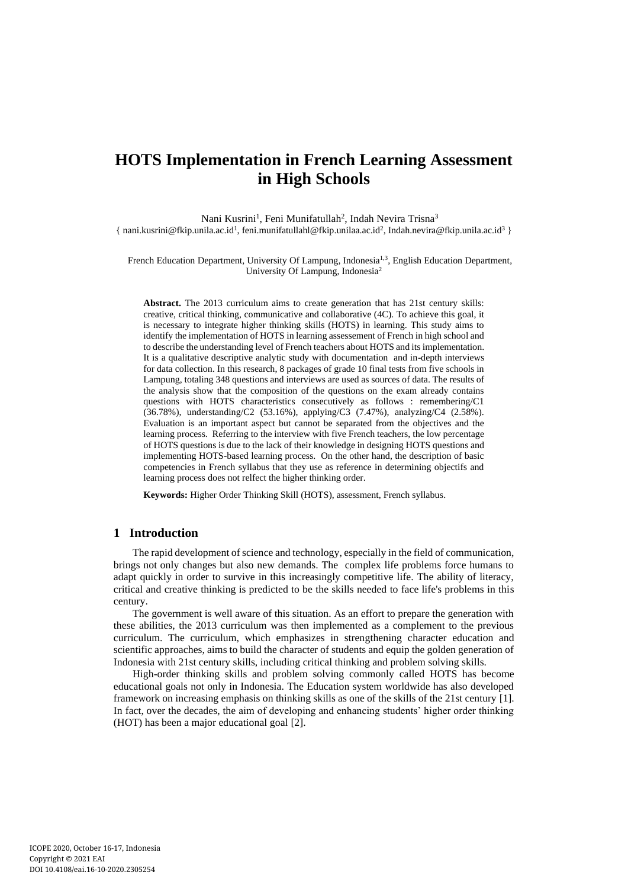# HOTS Implementation in French Learning Assessment in High Schools

Nani Kusrini[1], Feni Munifatullah[2], Indah Nevira Trisna[3]
{ nani.kusrini@fkip.unila.ac.id[1], feni.munifatullahl@fkip.unilaa.ac.id[2], Indah.nevira@fkip.unila.ac.id[3] }

French Education Department, University Of Lampung, Indonesia[1,3], English Education Department, University Of Lampung, Indonesia[2]

**Abstract.** The 2013 curriculum aims to create generation that has 21st century skills: creative, critical thinking, communicative and collaborative (4C). To achieve this goal, it is necessary to integrate higher thinking skills (HOTS) in learning. This study aims to identify the implementation of HOTS in learning assessement of French in high school and to describe the understanding level of French teachers about HOTS and its implementation. It is a qualitative descriptive analytic study with documentation and in-depth interviews for data collection. In this research, 8 packages of grade 10 final tests from five schools in Lampung, totaling 348 questions and interviews are used as sources of data. The results of the analysis show that the composition of the questions on the exam already contains questions with HOTS characteristics consecutively as follows : remembering/C1 (36.78%), understanding/C2 (53.16%), applying/C3 (7.47%), analyzing/C4 (2.58%). Evaluation is an important aspect but cannot be separated from the objectives and the learning process. Referring to the interview with five French teachers, the low percentage of HOTS questions is due to the lack of their knowledge in designing HOTS questions and implementing HOTS-based learning process. On the other hand, the description of basic competencies in French syllabus that they use as reference in determining objectifs and learning process does not relfect the higher thinking order.

**Keywords:** Higher Order Thinking Skill (HOTS), assessment, French syllabus.

## 1 Introduction

The rapid development of science and technology, especially in the field of communication, brings not only changes but also new demands. The complex life problems force humans to adapt quickly in order to survive in this increasingly competitive life. The ability of literacy, critical and creative thinking is predicted to be the skills needed to face life's problems in this century.

The government is well aware of this situation. As an effort to prepare the generation with these abilities, the 2013 curriculum was then implemented as a complement to the previous curriculum. The curriculum, which emphasizes in strengthening character education and scientific approaches, aims to build the character of students and equip the golden generation of Indonesia with 21st century skills, including critical thinking and problem solving skills.

High-order thinking skills and problem solving commonly called HOTS has become educational goals not only in Indonesia. The Education system worldwide has also developed framework on increasing emphasis on thinking skills as one of the skills of the 21st century [1]. In fact, over the decades, the aim of developing and enhancing students' higher order thinking (HOT) has been a major educational goal [2].

ICOPE 2020, October 16-17, Indonesia
Copyright © 2021 EAI
DOI 10.4108/eai.16-10-2020.2305254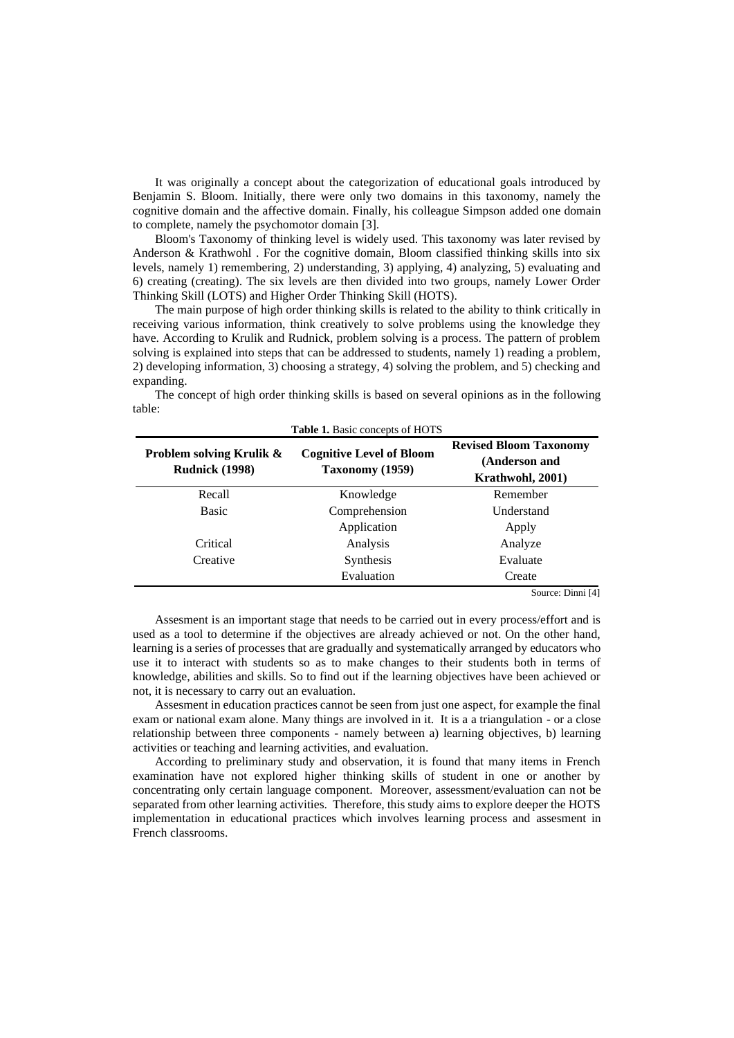It was originally a concept about the categorization of educational goals introduced by Benjamin S. Bloom. Initially, there were only two domains in this taxonomy, namely the cognitive domain and the affective domain. Finally, his colleague Simpson added one domain to complete, namely the psychomotor domain [3].

Bloom's Taxonomy of thinking level is widely used. This taxonomy was later revised by Anderson & Krathwohl . For the cognitive domain, Bloom classified thinking skills into six levels, namely 1) remembering, 2) understanding, 3) applying, 4) analyzing, 5) evaluating and 6) creating (creating). The six levels are then divided into two groups, namely Lower Order Thinking Skill (LOTS) and Higher Order Thinking Skill (HOTS).

The main purpose of high order thinking skills is related to the ability to think critically in receiving various information, think creatively to solve problems using the knowledge they have. According to Krulik and Rudnick, problem solving is a process. The pattern of problem solving is explained into steps that can be addressed to students, namely 1) reading a problem, 2) developing information, 3) choosing a strategy, 4) solving the problem, and 5) checking and expanding.

The concept of high order thinking skills is based on several opinions as in the following table:

**Table 1.** Basic concepts of HOTS

| **Problem solving Krulik & Rudnick (1998)** | **Cognitive Level of Bloom Taxonomy (1959)** | **Revised Bloom Taxonomy (Anderson and Krathwohl, 2001)** |
|---|---|---|
| Recall | Knowledge | Remember |
| Basic | Comprehension | Understand |
| | Application | Apply |
| Critical | Analysis | Analyze |
| Creative | Synthesis | Evaluate |
| | Evaluation | Create |

Source: Dinni [4]

Assesment is an important stage that needs to be carried out in every process/effort and is used as a tool to determine if the objectives are already achieved or not. On the other hand, learning is a series of processes that are gradually and systematically arranged by educators who use it to interact with students so as to make changes to their students both in terms of knowledge, abilities and skills. So to find out if the learning objectives have been achieved or not, it is necessary to carry out an evaluation.

Assesment in education practices cannot be seen from just one aspect, for example the final exam or national exam alone. Many things are involved in it. It is a a triangulation - or a close relationship between three components - namely between a) learning objectives, b) learning activities or teaching and learning activities, and evaluation.

According to preliminary study and observation, it is found that many items in French examination have not explored higher thinking skills of student in one or another by concentrating only certain language component. Moreover, assessment/evaluation can not be separated from other learning activities. Therefore, this study aims to explore deeper the HOTS implementation in educational practices which involves learning process and assesment in French classrooms.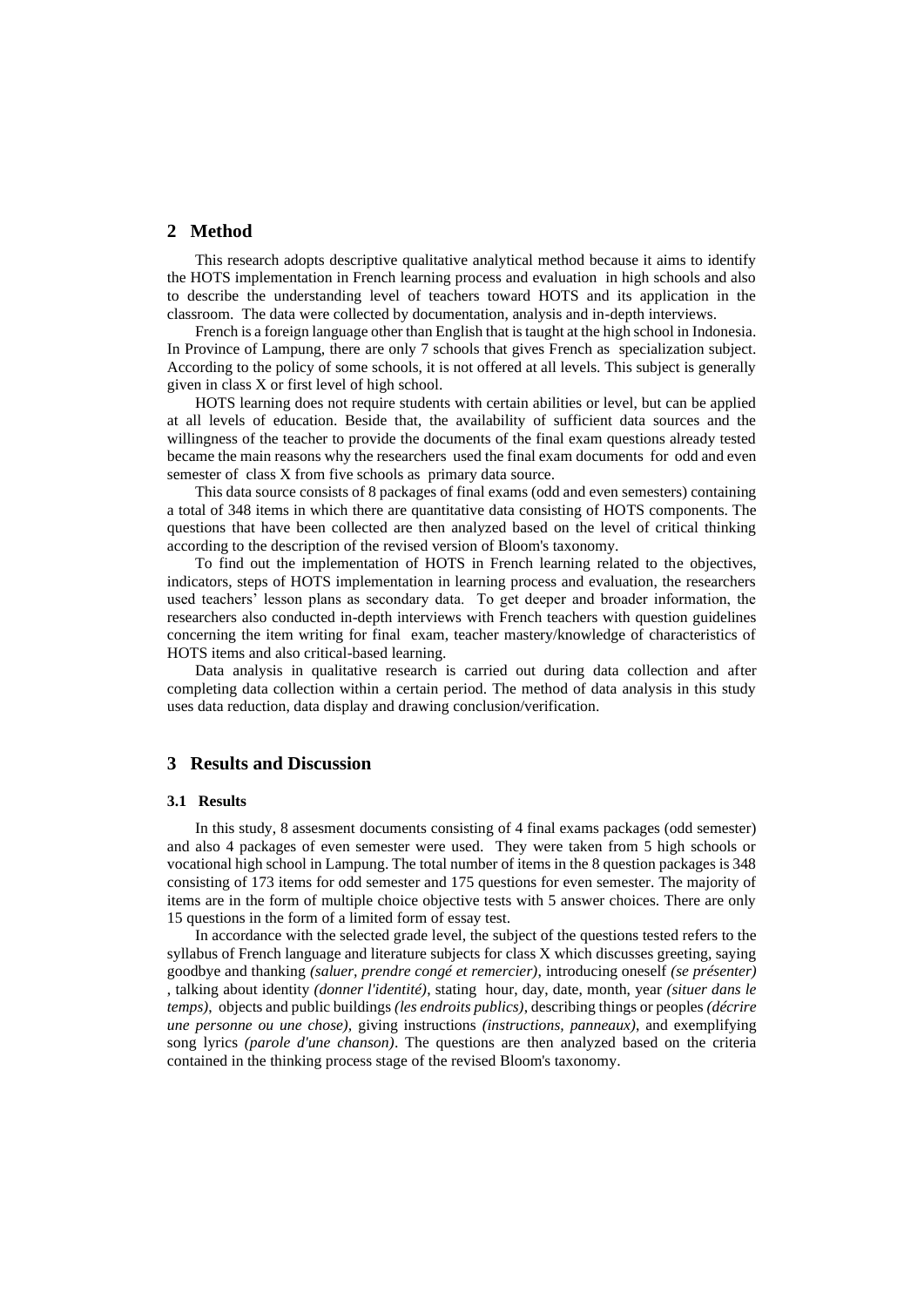## 2 Method

This research adopts descriptive qualitative analytical method because it aims to identify the HOTS implementation in French learning process and evaluation in high schools and also to describe the understanding level of teachers toward HOTS and its application in the classroom. The data were collected by documentation, analysis and in-depth interviews.

French is a foreign language other than English that is taught at the high school in Indonesia. In Province of Lampung, there are only 7 schools that gives French as specialization subject. According to the policy of some schools, it is not offered at all levels. This subject is generally given in class X or first level of high school.

HOTS learning does not require students with certain abilities or level, but can be applied at all levels of education. Beside that, the availability of sufficient data sources and the willingness of the teacher to provide the documents of the final exam questions already tested became the main reasons why the researchers used the final exam documents for odd and even semester of class X from five schools as primary data source.

This data source consists of 8 packages of final exams (odd and even semesters) containing a total of 348 items in which there are quantitative data consisting of HOTS components. The questions that have been collected are then analyzed based on the level of critical thinking according to the description of the revised version of Bloom's taxonomy.

To find out the implementation of HOTS in French learning related to the objectives, indicators, steps of HOTS implementation in learning process and evaluation, the researchers used teachers' lesson plans as secondary data. To get deeper and broader information, the researchers also conducted in-depth interviews with French teachers with question guidelines concerning the item writing for final exam, teacher mastery/knowledge of characteristics of HOTS items and also critical-based learning.

Data analysis in qualitative research is carried out during data collection and after completing data collection within a certain period. The method of data analysis in this study uses data reduction, data display and drawing conclusion/verification.

## 3 Results and Discussion

### 3.1 Results

In this study, 8 assesment documents consisting of 4 final exams packages (odd semester) and also 4 packages of even semester were used. They were taken from 5 high schools or vocational high school in Lampung. The total number of items in the 8 question packages is 348 consisting of 173 items for odd semester and 175 questions for even semester. The majority of items are in the form of multiple choice objective tests with 5 answer choices. There are only 15 questions in the form of a limited form of essay test.

In accordance with the selected grade level, the subject of the questions tested refers to the syllabus of French language and literature subjects for class X which discusses greeting, saying goodbye and thanking *(saluer, prendre congé et remercier)*, introducing oneself *(se présenter)*, talking about identity *(donner l'identité)*, stating hour, day, date, month, year *(situer dans le temps)*, objects and public buildings *(les endroits publics)*, describing things or peoples *(décrire une personne ou une chose)*, giving instructions *(instructions, panneaux)*, and exemplifying song lyrics *(parole d'une chanson)*. The questions are then analyzed based on the criteria contained in the thinking process stage of the revised Bloom's taxonomy.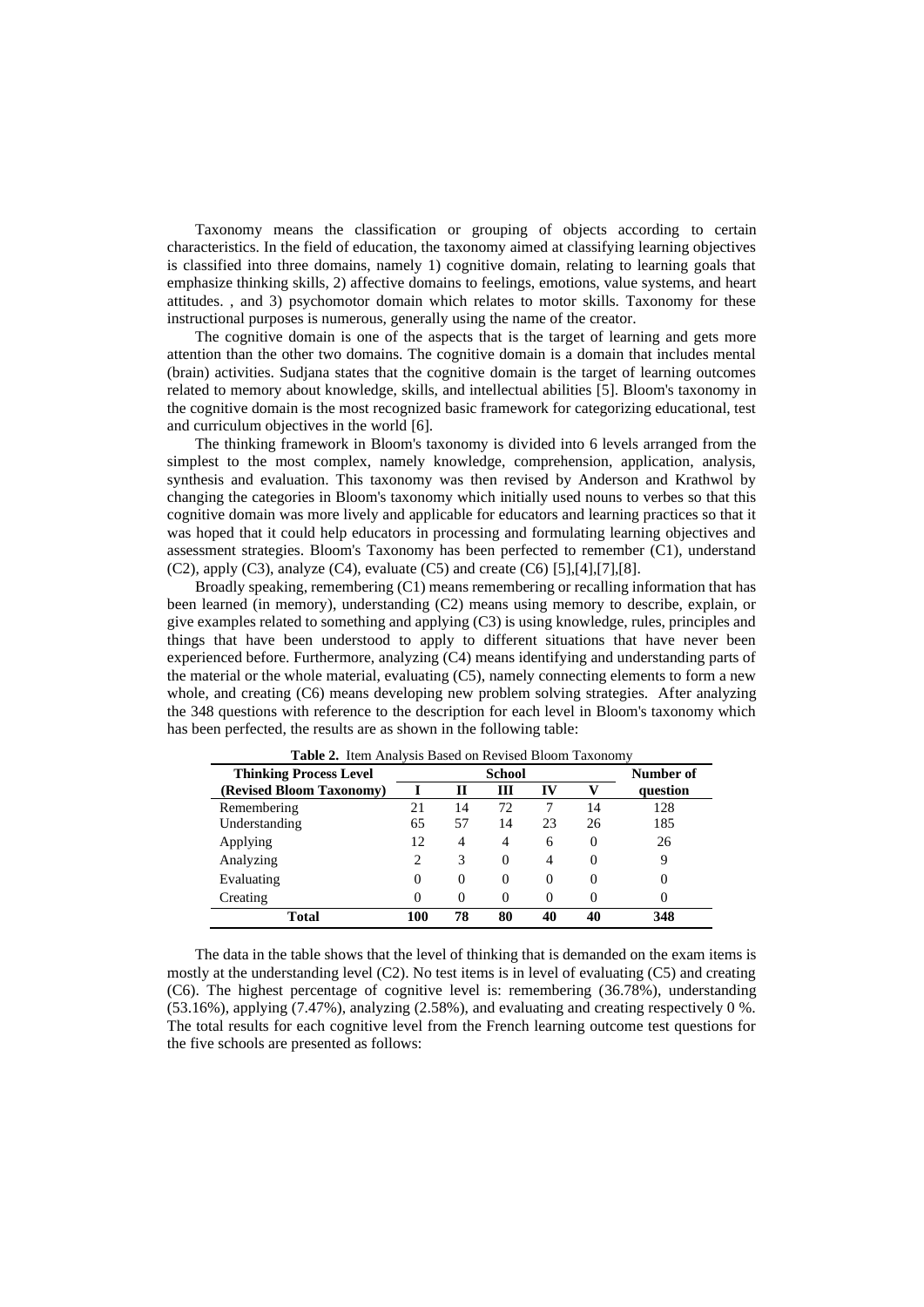Taxonomy means the classification or grouping of objects according to certain characteristics. In the field of education, the taxonomy aimed at classifying learning objectives is classified into three domains, namely 1) cognitive domain, relating to learning goals that emphasize thinking skills, 2) affective domains to feelings, emotions, value systems, and heart attitudes. , and 3) psychomotor domain which relates to motor skills. Taxonomy for these instructional purposes is numerous, generally using the name of the creator.

The cognitive domain is one of the aspects that is the target of learning and gets more attention than the other two domains. The cognitive domain is a domain that includes mental (brain) activities. Sudjana states that the cognitive domain is the target of learning outcomes related to memory about knowledge, skills, and intellectual abilities [5]. Bloom's taxonomy in the cognitive domain is the most recognized basic framework for categorizing educational, test and curriculum objectives in the world [6].

The thinking framework in Bloom's taxonomy is divided into 6 levels arranged from the simplest to the most complex, namely knowledge, comprehension, application, analysis, synthesis and evaluation. This taxonomy was then revised by Anderson and Krathwol by changing the categories in Bloom's taxonomy which initially used nouns to verbes so that this cognitive domain was more lively and applicable for educators and learning practices so that it was hoped that it could help educators in processing and formulating learning objectives and assessment strategies. Bloom's Taxonomy has been perfected to remember (C1), understand (C2), apply (C3), analyze (C4), evaluate (C5) and create (C6) [5],[4],[7],[8].

Broadly speaking, remembering (C1) means remembering or recalling information that has been learned (in memory), understanding (C2) means using memory to describe, explain, or give examples related to something and applying (C3) is using knowledge, rules, principles and things that have been understood to apply to different situations that have never been experienced before. Furthermore, analyzing (C4) means identifying and understanding parts of the material or the whole material, evaluating (C5), namely connecting elements to form a new whole, and creating (C6) means developing new problem solving strategies. After analyzing the 348 questions with reference to the description for each level in Bloom's taxonomy which has been perfected, the results are as shown in the following table:

**Table 2.** Item Analysis Based on Revised Bloom Taxonomy

| Thinking Process Level (Revised Bloom Taxonomy) | School | | | | | Number of question |
|---|---|---|---|---|---|---|
| | I | II | III | IV | V | |
| Remembering | 21 | 14 | 72 | 7 | 14 | 128 |
| Understanding | 65 | 57 | 14 | 23 | 26 | 185 |
| Applying | 12 | 4 | 4 | 6 | 0 | 26 |
| Analyzing | 2 | 3 | 0 | 4 | 0 | 9 |
| Evaluating | 0 | 0 | 0 | 0 | 0 | 0 |
| Creating | 0 | 0 | 0 | 0 | 0 | 0 |
| **Total** | **100** | **78** | **80** | **40** | **40** | **348** |

The data in the table shows that the level of thinking that is demanded on the exam items is mostly at the understanding level (C2). No test items is in level of evaluating (C5) and creating (C6). The highest percentage of cognitive level is: remembering (36.78%), understanding (53.16%), applying (7.47%), analyzing (2.58%), and evaluating and creating respectively 0 %. The total results for each cognitive level from the French learning outcome test questions for the five schools are presented as follows: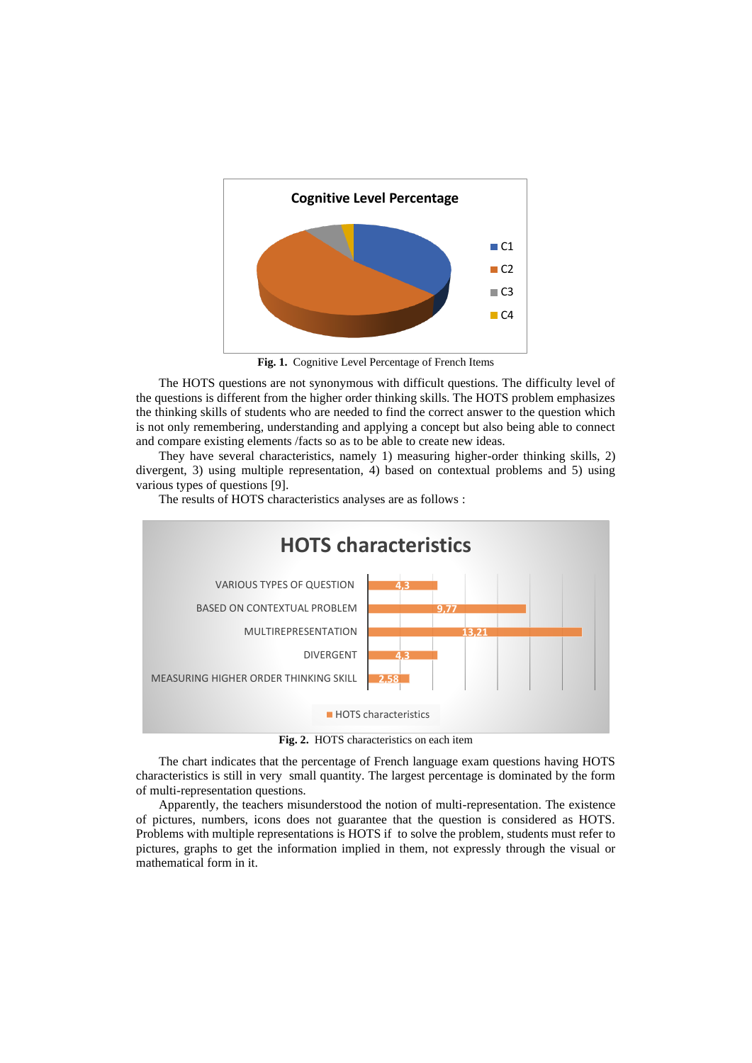Fig. 1. Cognitive Level Percentage of French Items

The HOTS questions are not synonymous with difficult questions. The difficulty level of the questions is different from the higher order thinking skills. The HOTS problem emphasizes the thinking skills of students who are needed to find the correct answer to the question which is not only remembering, understanding and applying a concept but also being able to connect and compare existing elements /facts so as to be able to create new ideas.

They have several characteristics, namely 1) measuring higher-order thinking skills, 2) divergent, 3) using multiple representation, 4) based on contextual problems and 5) using various types of questions [9].

The results of HOTS characteristics analyses are as follows :

Fig. 2. HOTS characteristics on each item

The chart indicates that the percentage of French language exam questions having HOTS characteristics is still in very small quantity. The largest percentage is dominated by the form of multi-representation questions.

Apparently, the teachers misunderstood the notion of multi-representation. The existence of pictures, numbers, icons does not guarantee that the question is considered as HOTS. Problems with multiple representations is HOTS if to solve the problem, students must refer to pictures, graphs to get the information implied in them, not expressly through the visual or mathematical form in it.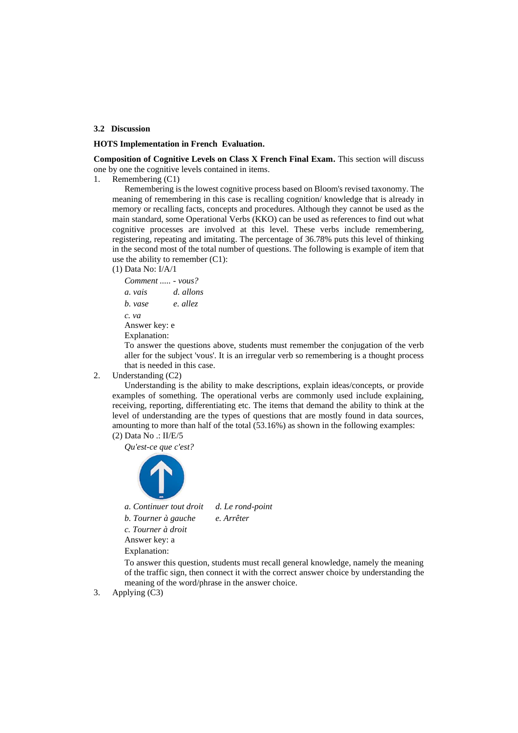### 3.2 Discussion

**HOTS Implementation in French Evaluation.**

**Composition of Cognitive Levels on Class X French Final Exam.** This section will discuss one by one the cognitive levels contained in items.

1. Remembering (C1)

   Remembering is the lowest cognitive process based on Bloom's revised taxonomy. The meaning of remembering in this case is recalling cognition/ knowledge that is already in memory or recalling facts, concepts and procedures. Although they cannot be used as the main standard, some Operational Verbs (KKO) can be used as references to find out what cognitive processes are involved at this level. These verbs include remembering, registering, repeating and imitating. The percentage of 36.78% puts this level of thinking in the second most of the total number of questions. The following is example of item that use the ability to remember (C1):

   (1) Data No: I/A/1

   *Comment ..... - vous?*

   *a. vais* *d. allons*

   *b. vase* *e. allez*

   *c. va*

   Answer key: e

   Explanation:

   To answer the questions above, students must remember the conjugation of the verb aller for the subject 'vous'. It is an irregular verb so remembering is a thought process that is needed in this case.

2. Understanding (C2)

   Understanding is the ability to make descriptions, explain ideas/concepts, or provide examples of something. The operational verbs are commonly used include explaining, receiving, reporting, differentiating etc. The items that demand the ability to think at the level of understanding are the types of questions that are mostly found in data sources, amounting to more than half of the total (53.16%) as shown in the following examples:

   (2) Data No .: II/E/5

   *Qu'est-ce que c'est?*

   *a. Continuer tout droit* *d. Le rond-point*

   *b. Tourner à gauche* *e. Arrêter*

   *c. Tourner à droit*

   Answer key: a

   Explanation:

   To answer this question, students must recall general knowledge, namely the meaning of the traffic sign, then connect it with the correct answer choice by understanding the meaning of the word/phrase in the answer choice.

3. Applying (C3)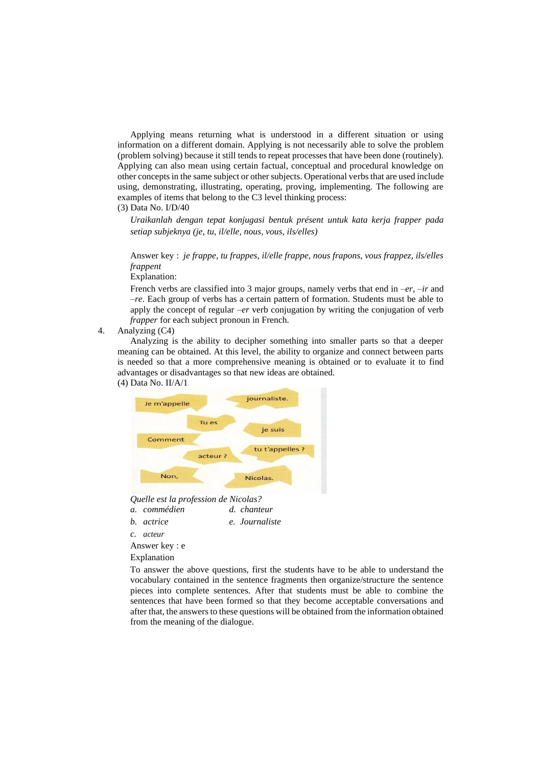Applying means returning what is understood in a different situation or using information on a different domain. Applying is not necessarily able to solve the problem (problem solving) because it still tends to repeat processes that have been done (routinely). Applying can also mean using certain factual, conceptual and procedural knowledge on other concepts in the same subject or other subjects. Operational verbs that are used include using, demonstrating, illustrating, operating, proving, implementing. The following are examples of items that belong to the C3 level thinking process:

(3) Data No. I/D/40

*Uraikanlah dengan tepat konjugasi bentuk présent untuk kata kerja frapper pada setiap subjeknya (je, tu, il/elle, nous, vous, ils/elles)*

Answer key : *je frappe, tu frappes, il/elle frappe, nous frapons, vous frappez, ils/elles frappent*

Explanation:

French verbs are classified into 3 major groups, namely verbs that end in *–er*, *–ir* and *–re*. Each group of verbs has a certain pattern of formation. Students must be able to apply the concept of regular *–er* verb conjugation by writing the conjugation of verb *frapper* for each subject pronoun in French.

4. Analyzing (C4)

Analyzing is the ability to decipher something into smaller parts so that a deeper meaning can be obtained. At this level, the ability to organize and connect between parts is needed so that a more comprehensive meaning is obtained or to evaluate it to find advantages or disadvantages so that new ideas are obtained.

(4) Data No. II/A/1

Je m'appelle | journaliste. | Tu es | je suis | Comment | tu t'appelles ? | acteur ? | Non, | Nicolas.

*Quelle est la profession de Nicolas?*

*a. commédien*
*b. actrice*
*c. acteur*
*d. chanteur*
*e. Journaliste*

Answer key : e

Explanation

To answer the above questions, first the students have to be able to understand the vocabulary contained in the sentence fragments then organize/structure the sentence pieces into complete sentences. After that students must be able to combine the sentences that have been formed so that they become acceptable conversations and after that, the answers to these questions will be obtained from the information obtained from the meaning of the dialogue.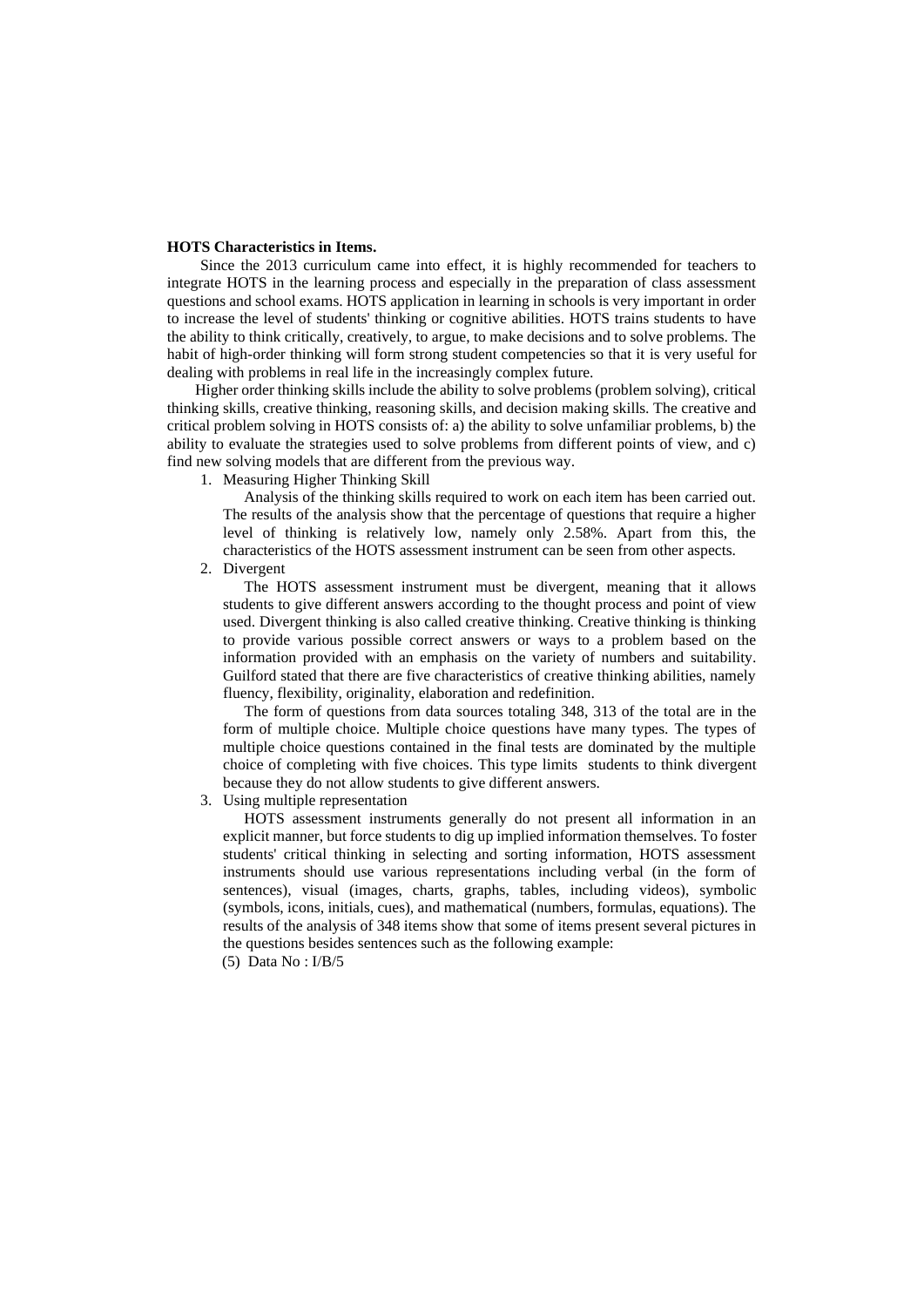**HOTS Characteristics in Items.**

Since the 2013 curriculum came into effect, it is highly recommended for teachers to integrate HOTS in the learning process and especially in the preparation of class assessment questions and school exams. HOTS application in learning in schools is very important in order to increase the level of students' thinking or cognitive abilities. HOTS trains students to have the ability to think critically, creatively, to argue, to make decisions and to solve problems. The habit of high-order thinking will form strong student competencies so that it is very useful for dealing with problems in real life in the increasingly complex future.

Higher order thinking skills include the ability to solve problems (problem solving), critical thinking skills, creative thinking, reasoning skills, and decision making skills. The creative and critical problem solving in HOTS consists of: a) the ability to solve unfamiliar problems, b) the ability to evaluate the strategies used to solve problems from different points of view, and c) find new solving models that are different from the previous way.

1. Measuring Higher Thinking Skill

   Analysis of the thinking skills required to work on each item has been carried out. The results of the analysis show that the percentage of questions that require a higher level of thinking is relatively low, namely only 2.58%. Apart from this, the characteristics of the HOTS assessment instrument can be seen from other aspects.

2. Divergent

   The HOTS assessment instrument must be divergent, meaning that it allows students to give different answers according to the thought process and point of view used. Divergent thinking is also called creative thinking. Creative thinking is thinking to provide various possible correct answers or ways to a problem based on the information provided with an emphasis on the variety of numbers and suitability. Guilford stated that there are five characteristics of creative thinking abilities, namely fluency, flexibility, originality, elaboration and redefinition.

   The form of questions from data sources totaling 348, 313 of the total are in the form of multiple choice. Multiple choice questions have many types. The types of multiple choice questions contained in the final tests are dominated by the multiple choice of completing with five choices. This type limits students to think divergent because they do not allow students to give different answers.

3. Using multiple representation

   HOTS assessment instruments generally do not present all information in an explicit manner, but force students to dig up implied information themselves. To foster students' critical thinking in selecting and sorting information, HOTS assessment instruments should use various representations including verbal (in the form of sentences), visual (images, charts, graphs, tables, including videos), symbolic (symbols, icons, initials, cues), and mathematical (numbers, formulas, equations). The results of the analysis of 348 items show that some of items present several pictures in the questions besides sentences such as the following example:

   (5) Data No : I/B/5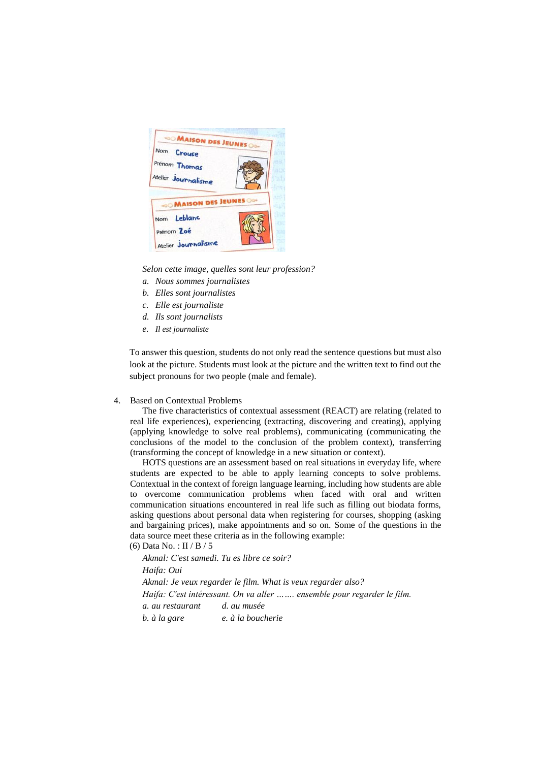*Selon cette image, quelles sont leur profession?*

a. *Nous sommes journalistes*
b. *Elles sont journalistes*
c. *Elle est journaliste*
d. *Ils sont journalists*
e. *Il est journaliste*

To answer this question, students do not only read the sentence questions but must also look at the picture. Students must look at the picture and the written text to find out the subject pronouns for two people (male and female).

4. Based on Contextual Problems

The five characteristics of contextual assessment (REACT) are relating (related to real life experiences), experiencing (extracting, discovering and creating), applying (applying knowledge to solve real problems), communicating (communicating the conclusions of the model to the conclusion of the problem context), transferring (transforming the concept of knowledge in a new situation or context).

HOTS questions are an assessment based on real situations in everyday life, where students are expected to be able to apply learning concepts to solve problems. Contextual in the context of foreign language learning, including how students are able to overcome communication problems when faced with oral and written communication situations encountered in real life such as filling out biodata forms, asking questions about personal data when registering for courses, shopping (asking and bargaining prices), make appointments and so on. Some of the questions in the data source meet these criteria as in the following example:

(6) Data No. : II / B / 5

*Akmal: C'est samedi. Tu es libre ce soir?*
*Haifa: Oui*
*Akmal: Je veux regarder le film. What is veux regarder also?*
*Haifa: C'est intéressant. On va aller ……. ensemble pour regarder le film.*

*a. au restaurant* &nbsp;&nbsp;&nbsp; *d. au musée*
*b. à la gare* &nbsp;&nbsp;&nbsp; *e. à la boucherie*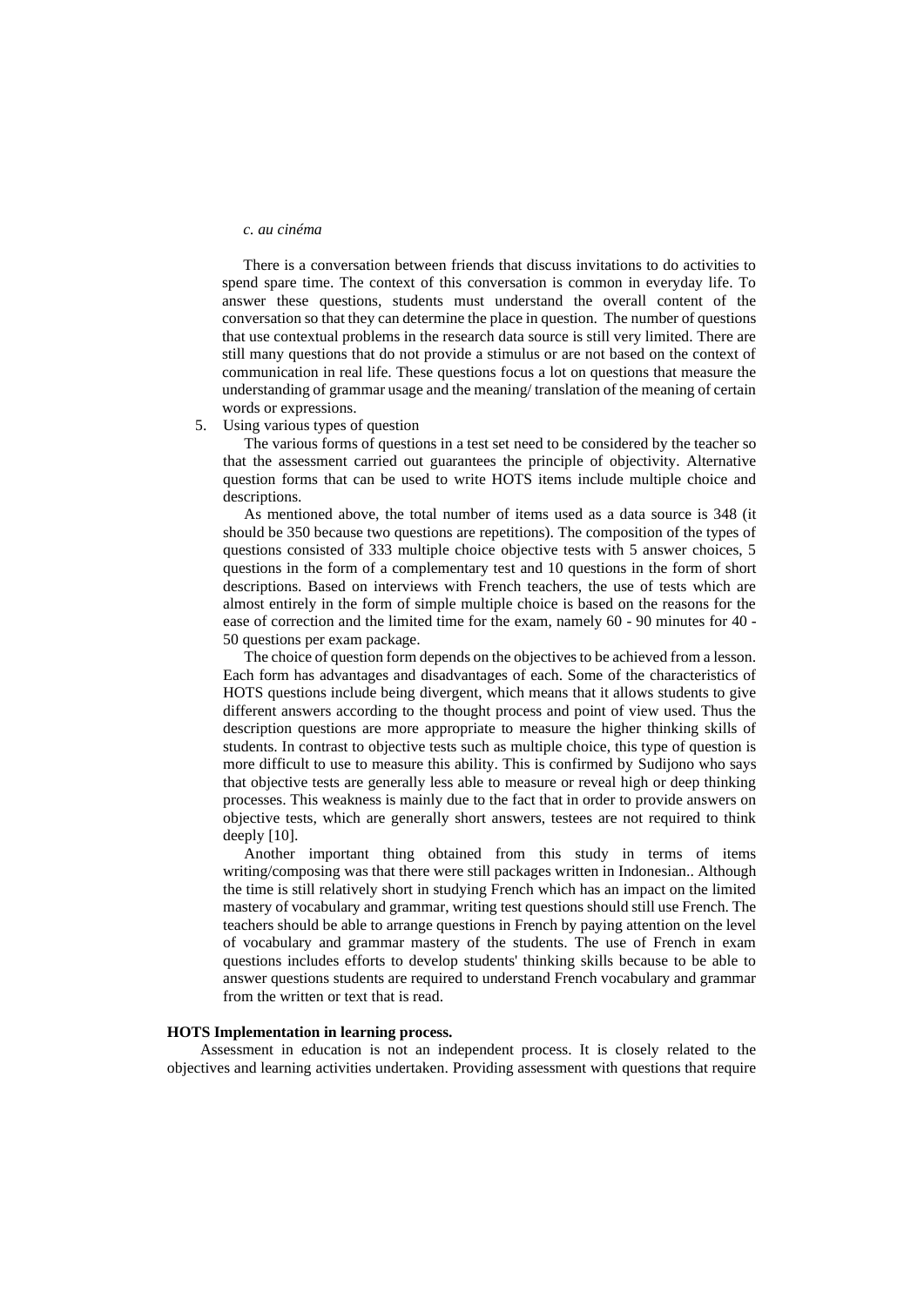*c. au cinéma*

There is a conversation between friends that discuss invitations to do activities to spend spare time. The context of this conversation is common in everyday life. To answer these questions, students must understand the overall content of the conversation so that they can determine the place in question. The number of questions that use contextual problems in the research data source is still very limited. There are still many questions that do not provide a stimulus or are not based on the context of communication in real life. These questions focus a lot on questions that measure the understanding of grammar usage and the meaning/ translation of the meaning of certain words or expressions.

5. Using various types of question

   The various forms of questions in a test set need to be considered by the teacher so that the assessment carried out guarantees the principle of objectivity. Alternative question forms that can be used to write HOTS items include multiple choice and descriptions.

   As mentioned above, the total number of items used as a data source is 348 (it should be 350 because two questions are repetitions). The composition of the types of questions consisted of 333 multiple choice objective tests with 5 answer choices, 5 questions in the form of a complementary test and 10 questions in the form of short descriptions. Based on interviews with French teachers, the use of tests which are almost entirely in the form of simple multiple choice is based on the reasons for the ease of correction and the limited time for the exam, namely 60 - 90 minutes for 40 - 50 questions per exam package.

   The choice of question form depends on the objectives to be achieved from a lesson. Each form has advantages and disadvantages of each. Some of the characteristics of HOTS questions include being divergent, which means that it allows students to give different answers according to the thought process and point of view used. Thus the description questions are more appropriate to measure the higher thinking skills of students. In contrast to objective tests such as multiple choice, this type of question is more difficult to use to measure this ability. This is confirmed by Sudijono who says that objective tests are generally less able to measure or reveal high or deep thinking processes. This weakness is mainly due to the fact that in order to provide answers on objective tests, which are generally short answers, testees are not required to think deeply [10].

   Another important thing obtained from this study in terms of items writing/composing was that there were still packages written in Indonesian.. Although the time is still relatively short in studying French which has an impact on the limited mastery of vocabulary and grammar, writing test questions should still use French. The teachers should be able to arrange questions in French by paying attention on the level of vocabulary and grammar mastery of the students. The use of French in exam questions includes efforts to develop students' thinking skills because to be able to answer questions students are required to understand French vocabulary and grammar from the written or text that is read.

**HOTS Implementation in learning process.**

Assessment in education is not an independent process. It is closely related to the objectives and learning activities undertaken. Providing assessment with questions that require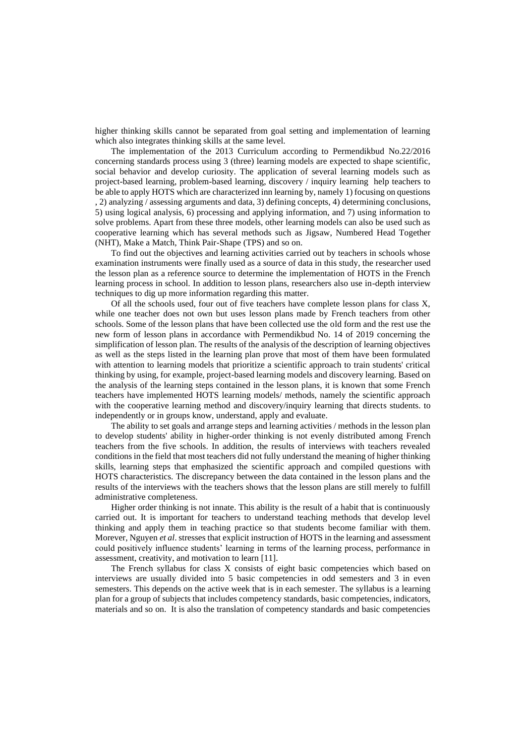higher thinking skills cannot be separated from goal setting and implementation of learning which also integrates thinking skills at the same level.

The implementation of the 2013 Curriculum according to Permendikbud No.22/2016 concerning standards process using 3 (three) learning models are expected to shape scientific, social behavior and develop curiosity. The application of several learning models such as project-based learning, problem-based learning, discovery / inquiry learning help teachers to be able to apply HOTS which are characterized inn learning by, namely 1) focusing on questions , 2) analyzing / assessing arguments and data, 3) defining concepts, 4) determining conclusions, 5) using logical analysis, 6) processing and applying information, and 7) using information to solve problems. Apart from these three models, other learning models can also be used such as cooperative learning which has several methods such as Jigsaw, Numbered Head Together (NHT), Make a Match, Think Pair-Shape (TPS) and so on.

To find out the objectives and learning activities carried out by teachers in schools whose examination instruments were finally used as a source of data in this study, the researcher used the lesson plan as a reference source to determine the implementation of HOTS in the French learning process in school. In addition to lesson plans, researchers also use in-depth interview techniques to dig up more information regarding this matter.

Of all the schools used, four out of five teachers have complete lesson plans for class X, while one teacher does not own but uses lesson plans made by French teachers from other schools. Some of the lesson plans that have been collected use the old form and the rest use the new form of lesson plans in accordance with Permendikbud No. 14 of 2019 concerning the simplification of lesson plan. The results of the analysis of the description of learning objectives as well as the steps listed in the learning plan prove that most of them have been formulated with attention to learning models that prioritize a scientific approach to train students' critical thinking by using, for example, project-based learning models and discovery learning. Based on the analysis of the learning steps contained in the lesson plans, it is known that some French teachers have implemented HOTS learning models/ methods, namely the scientific approach with the cooperative learning method and discovery/inquiry learning that directs students. to independently or in groups know, understand, apply and evaluate.

The ability to set goals and arrange steps and learning activities / methods in the lesson plan to develop students' ability in higher-order thinking is not evenly distributed among French teachers from the five schools. In addition, the results of interviews with teachers revealed conditions in the field that most teachers did not fully understand the meaning of higher thinking skills, learning steps that emphasized the scientific approach and compiled questions with HOTS characteristics. The discrepancy between the data contained in the lesson plans and the results of the interviews with the teachers shows that the lesson plans are still merely to fulfill administrative completeness.

Higher order thinking is not innate. This ability is the result of a habit that is continuously carried out. It is important for teachers to understand teaching methods that develop level thinking and apply them in teaching practice so that students become familiar with them. Morever, Nguyen *et al*. stresses that explicit instruction of HOTS in the learning and assessment could positively influence students' learning in terms of the learning process, performance in assessment, creativity, and motivation to learn [11].

The French syllabus for class X consists of eight basic competencies which based on interviews are usually divided into 5 basic competencies in odd semesters and 3 in even semesters. This depends on the active week that is in each semester. The syllabus is a learning plan for a group of subjects that includes competency standards, basic competencies, indicators, materials and so on. It is also the translation of competency standards and basic competencies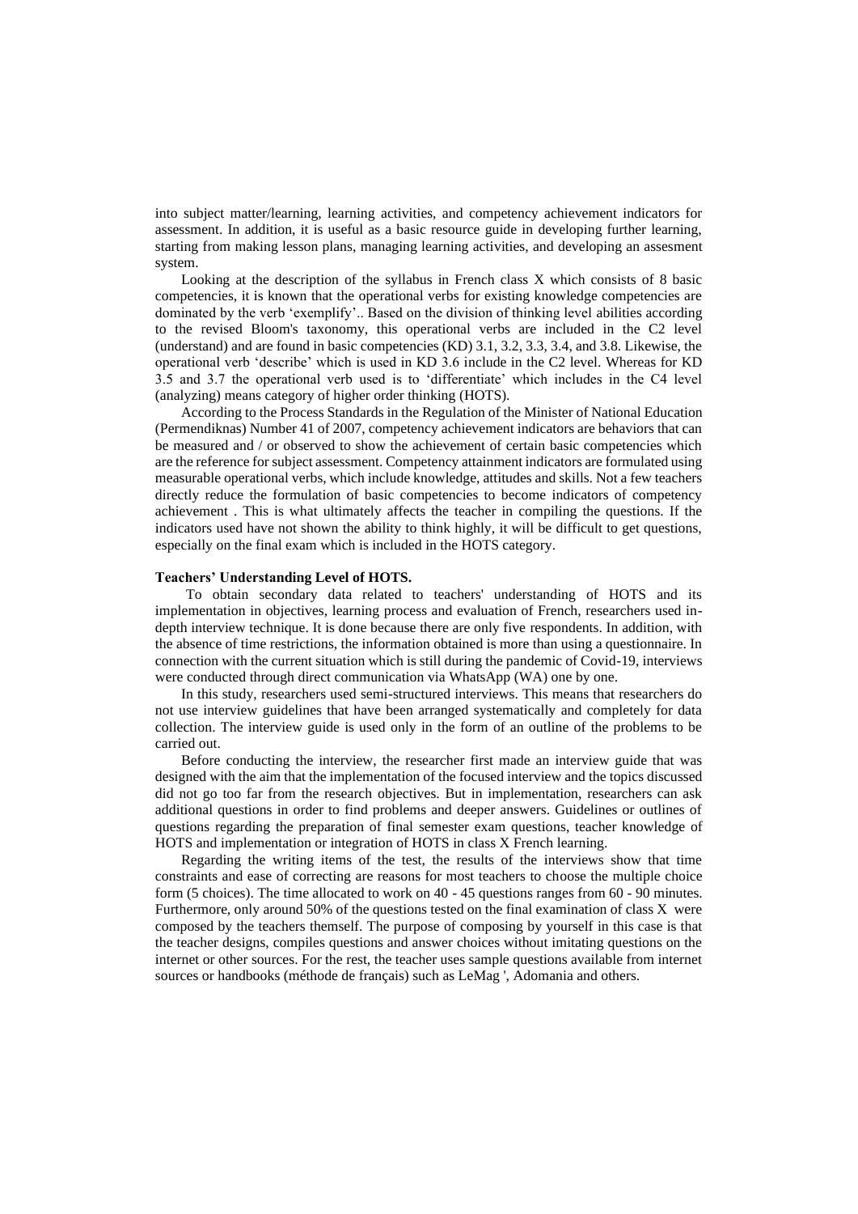into subject matter/learning, learning activities, and competency achievement indicators for assessment. In addition, it is useful as a basic resource guide in developing further learning, starting from making lesson plans, managing learning activities, and developing an assesment system.

Looking at the description of the syllabus in French class X which consists of 8 basic competencies, it is known that the operational verbs for existing knowledge competencies are dominated by the verb 'exemplify'.. Based on the division of thinking level abilities according to the revised Bloom's taxonomy, this operational verbs are included in the C2 level (understand) and are found in basic competencies (KD) 3.1, 3.2, 3.3, 3.4, and 3.8. Likewise, the operational verb 'describe' which is used in KD 3.6 include in the C2 level. Whereas for KD 3.5 and 3.7 the operational verb used is to 'differentiate' which includes in the C4 level (analyzing) means category of higher order thinking (HOTS).

According to the Process Standards in the Regulation of the Minister of National Education (Permendiknas) Number 41 of 2007, competency achievement indicators are behaviors that can be measured and / or observed to show the achievement of certain basic competencies which are the reference for subject assessment. Competency attainment indicators are formulated using measurable operational verbs, which include knowledge, attitudes and skills. Not a few teachers directly reduce the formulation of basic competencies to become indicators of competency achievement . This is what ultimately affects the teacher in compiling the questions. If the indicators used have not shown the ability to think highly, it will be difficult to get questions, especially on the final exam which is included in the HOTS category.

**Teachers' Understanding Level of HOTS.**

To obtain secondary data related to teachers' understanding of HOTS and its implementation in objectives, learning process and evaluation of French, researchers used in-depth interview technique. It is done because there are only five respondents. In addition, with the absence of time restrictions, the information obtained is more than using a questionnaire. In connection with the current situation which is still during the pandemic of Covid-19, interviews were conducted through direct communication via WhatsApp (WA) one by one.

In this study, researchers used semi-structured interviews. This means that researchers do not use interview guidelines that have been arranged systematically and completely for data collection. The interview guide is used only in the form of an outline of the problems to be carried out.

Before conducting the interview, the researcher first made an interview guide that was designed with the aim that the implementation of the focused interview and the topics discussed did not go too far from the research objectives. But in implementation, researchers can ask additional questions in order to find problems and deeper answers. Guidelines or outlines of questions regarding the preparation of final semester exam questions, teacher knowledge of HOTS and implementation or integration of HOTS in class X French learning.

Regarding the writing items of the test, the results of the interviews show that time constraints and ease of correcting are reasons for most teachers to choose the multiple choice form (5 choices). The time allocated to work on 40 - 45 questions ranges from 60 - 90 minutes. Furthermore, only around 50% of the questions tested on the final examination of class X were composed by the teachers themself. The purpose of composing by yourself in this case is that the teacher designs, compiles questions and answer choices without imitating questions on the internet or other sources. For the rest, the teacher uses sample questions available from internet sources or handbooks (méthode de français) such as LeMag ', Adomania and others.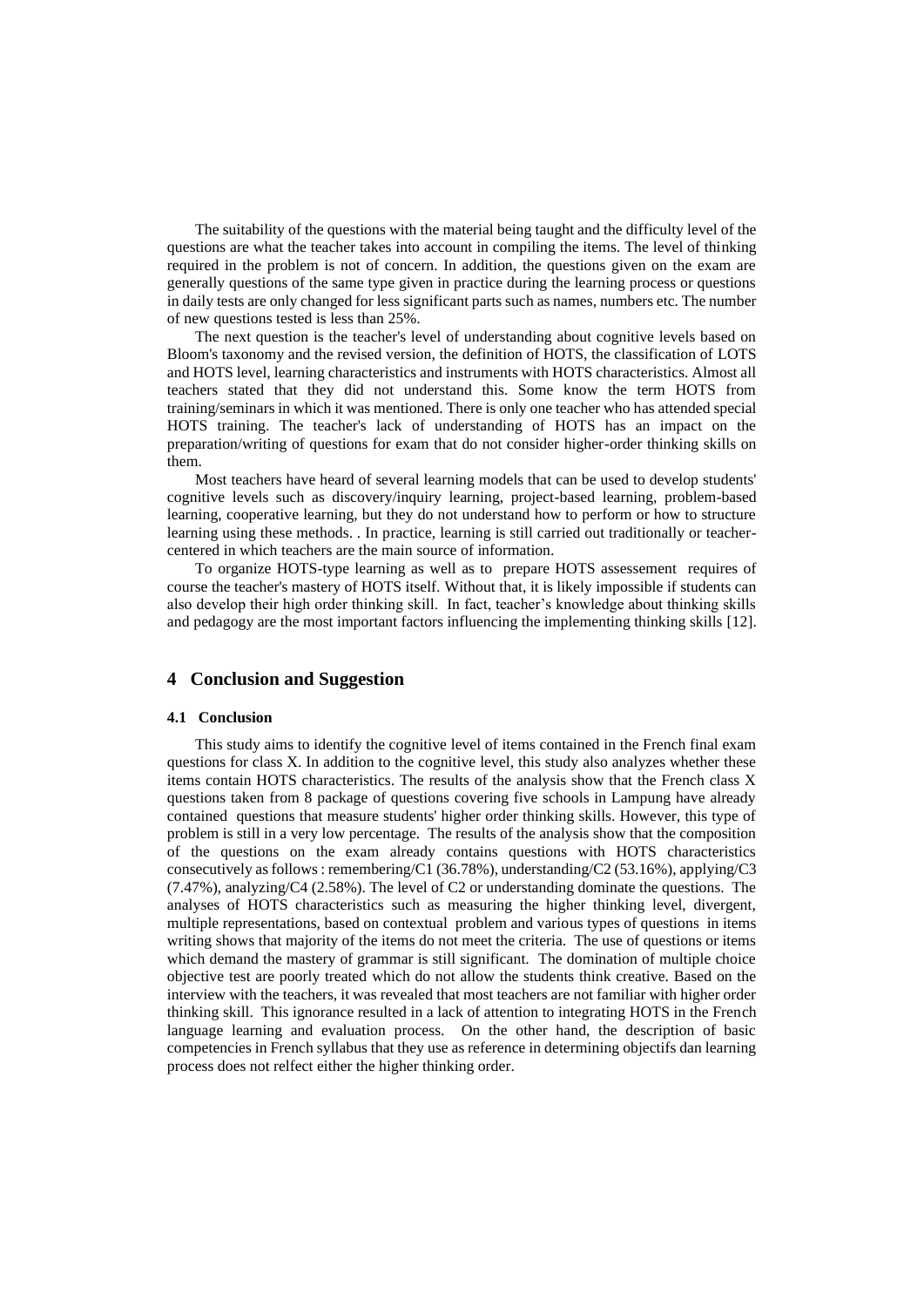The suitability of the questions with the material being taught and the difficulty level of the questions are what the teacher takes into account in compiling the items. The level of thinking required in the problem is not of concern. In addition, the questions given on the exam are generally questions of the same type given in practice during the learning process or questions in daily tests are only changed for less significant parts such as names, numbers etc. The number of new questions tested is less than 25%.

The next question is the teacher's level of understanding about cognitive levels based on Bloom's taxonomy and the revised version, the definition of HOTS, the classification of LOTS and HOTS level, learning characteristics and instruments with HOTS characteristics. Almost all teachers stated that they did not understand this. Some know the term HOTS from training/seminars in which it was mentioned. There is only one teacher who has attended special HOTS training. The teacher's lack of understanding of HOTS has an impact on the preparation/writing of questions for exam that do not consider higher-order thinking skills on them.

Most teachers have heard of several learning models that can be used to develop students' cognitive levels such as discovery/inquiry learning, project-based learning, problem-based learning, cooperative learning, but they do not understand how to perform or how to structure learning using these methods. . In practice, learning is still carried out traditionally or teacher-centered in which teachers are the main source of information.

To organize HOTS-type learning as well as to prepare HOTS assessement requires of course the teacher's mastery of HOTS itself. Without that, it is likely impossible if students can also develop their high order thinking skill. In fact, teacher's knowledge about thinking skills and pedagogy are the most important factors influencing the implementing thinking skills [12].

## 4 Conclusion and Suggestion

### 4.1 Conclusion

This study aims to identify the cognitive level of items contained in the French final exam questions for class X. In addition to the cognitive level, this study also analyzes whether these items contain HOTS characteristics. The results of the analysis show that the French class X questions taken from 8 package of questions covering five schools in Lampung have already contained questions that measure students' higher order thinking skills. However, this type of problem is still in a very low percentage. The results of the analysis show that the composition of the questions on the exam already contains questions with HOTS characteristics consecutively as follows : remembering/C1 (36.78%), understanding/C2 (53.16%), applying/C3 (7.47%), analyzing/C4 (2.58%). The level of C2 or understanding dominate the questions. The analyses of HOTS characteristics such as measuring the higher thinking level, divergent, multiple representations, based on contextual problem and various types of questions in items writing shows that majority of the items do not meet the criteria. The use of questions or items which demand the mastery of grammar is still significant. The domination of multiple choice objective test are poorly treated which do not allow the students think creative. Based on the interview with the teachers, it was revealed that most teachers are not familiar with higher order thinking skill. This ignorance resulted in a lack of attention to integrating HOTS in the French language learning and evaluation process. On the other hand, the description of basic competencies in French syllabus that they use as reference in determining objectifs dan learning process does not relfect either the higher thinking order.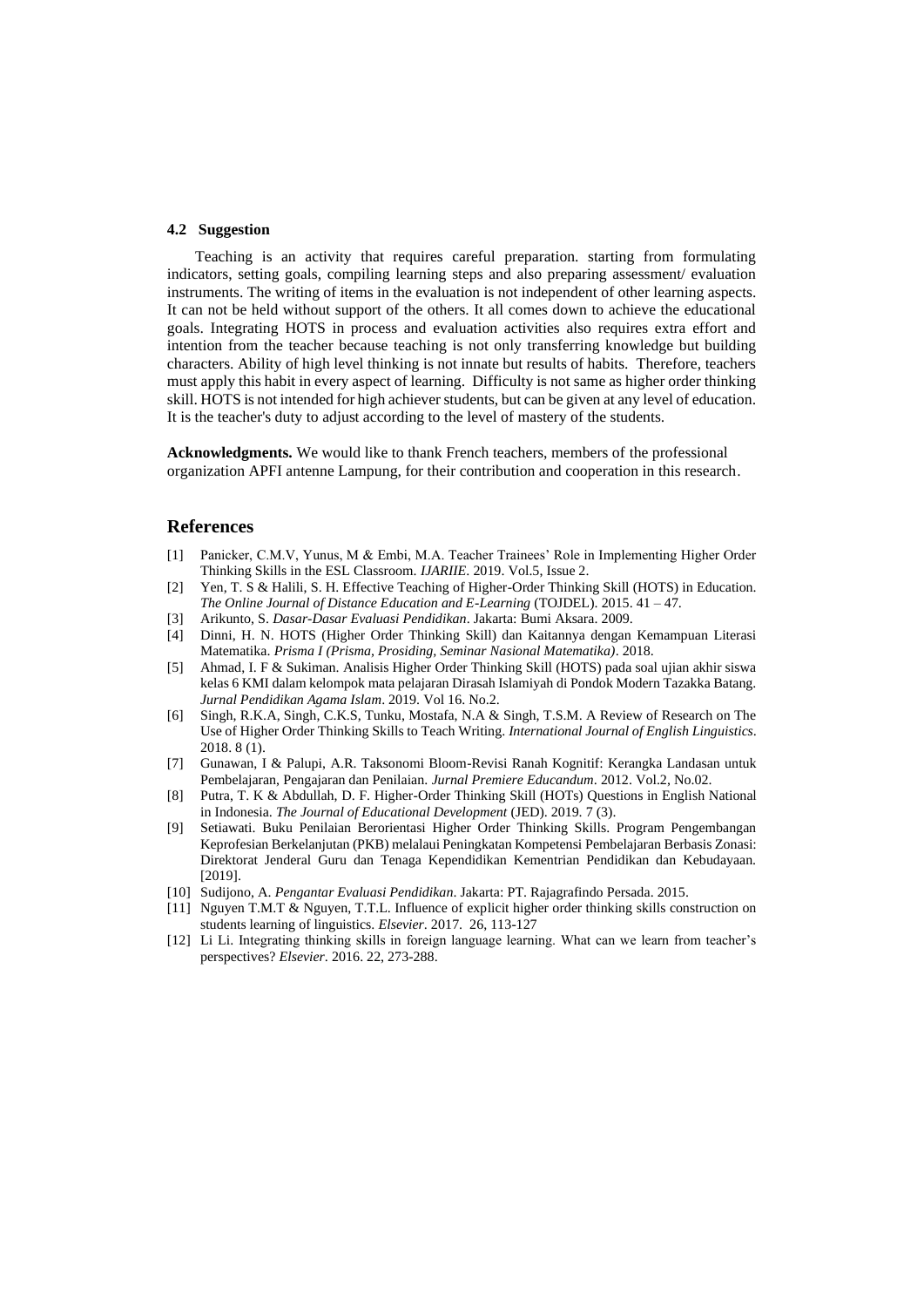### 4.2 Suggestion

Teaching is an activity that requires careful preparation. starting from formulating indicators, setting goals, compiling learning steps and also preparing assessment/ evaluation instruments. The writing of items in the evaluation is not independent of other learning aspects. It can not be held without support of the others. It all comes down to achieve the educational goals. Integrating HOTS in process and evaluation activities also requires extra effort and intention from the teacher because teaching is not only transferring knowledge but building characters. Ability of high level thinking is not innate but results of habits. Therefore, teachers must apply this habit in every aspect of learning. Difficulty is not same as higher order thinking skill. HOTS is not intended for high achiever students, but can be given at any level of education. It is the teacher's duty to adjust according to the level of mastery of the students.

**Acknowledgments.** We would like to thank French teachers, members of the professional organization APFI antenne Lampung, for their contribution and cooperation in this research.

## References

[1] Panicker, C.M.V, Yunus, M & Embi, M.A. Teacher Trainees' Role in Implementing Higher Order Thinking Skills in the ESL Classroom. *IJARIIE*. 2019. Vol.5, Issue 2.

[2] Yen, T. S & Halili, S. H. Effective Teaching of Higher-Order Thinking Skill (HOTS) in Education. *The Online Journal of Distance Education and E-Learning* (TOJDEL). 2015. 41 – 47.

[3] Arikunto, S. *Dasar-Dasar Evaluasi Pendidikan*. Jakarta: Bumi Aksara. 2009.

[4] Dinni, H. N. HOTS (Higher Order Thinking Skill) dan Kaitannya dengan Kemampuan Literasi Matematika. *Prisma I (Prisma, Prosiding, Seminar Nasional Matematika)*. 2018.

[5] Ahmad, I. F & Sukiman. Analisis Higher Order Thinking Skill (HOTS) pada soal ujian akhir siswa kelas 6 KMI dalam kelompok mata pelajaran Dirasah Islamiyah di Pondok Modern Tazakka Batang. *Jurnal Pendidikan Agama Islam*. 2019. Vol 16. No.2.

[6] Singh, R.K.A, Singh, C.K.S, Tunku, Mostafa, N.A & Singh, T.S.M. A Review of Research on The Use of Higher Order Thinking Skills to Teach Writing. *International Journal of English Linguistics*. 2018. 8 (1).

[7] Gunawan, I & Palupi, A.R. Taksonomi Bloom-Revisi Ranah Kognitif: Kerangka Landasan untuk Pembelajaran, Pengajaran dan Penilaian. *Jurnal Premiere Educandum*. 2012. Vol.2, No.02.

[8] Putra, T. K & Abdullah, D. F. Higher-Order Thinking Skill (HOTs) Questions in English National in Indonesia. *The Journal of Educational Development* (JED). 2019. 7 (3).

[9] Setiawati. Buku Penilaian Berorientasi Higher Order Thinking Skills. Program Pengembangan Keprofesian Berkelanjutan (PKB) melalaui Peningkatan Kompetensi Pembelajaran Berbasis Zonasi: Direktorat Jenderal Guru dan Tenaga Kependidikan Kementrian Pendidikan dan Kebudayaan. [2019].

[10] Sudijono, A. *Pengantar Evaluasi Pendidikan*. Jakarta: PT. Rajagrafindo Persada. 2015.

[11] Nguyen T.M.T & Nguyen, T.T.L. Influence of explicit higher order thinking skills construction on students learning of linguistics. *Elsevier*. 2017. 26, 113-127

[12] Li Li. Integrating thinking skills in foreign language learning. What can we learn from teacher's perspectives? *Elsevier*. 2016. 22, 273-288.